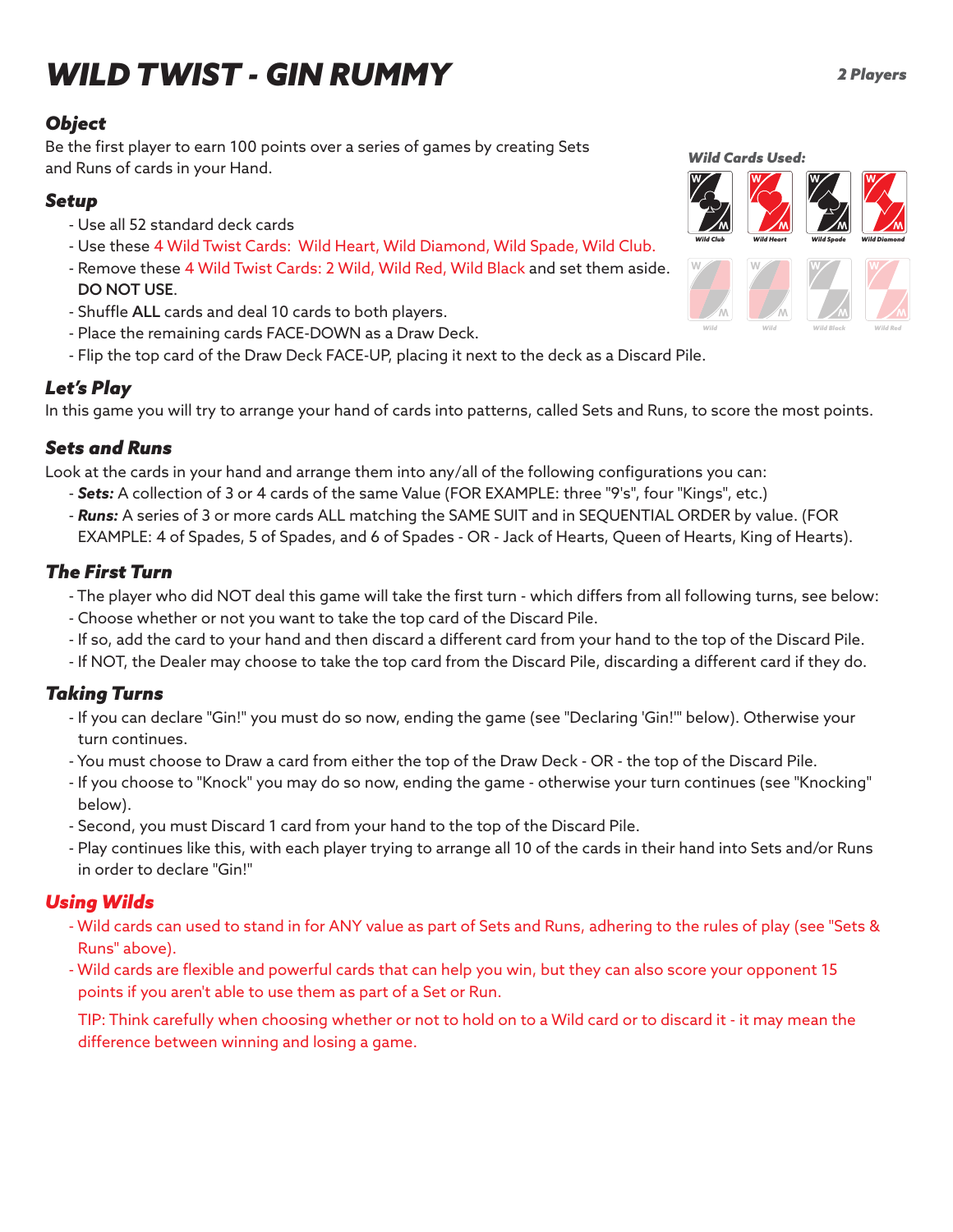# WILD TWIST - GIN RUMMY

***2 Players***

### *Object*

Be the first player to earn 100 points over a series of games by creating Sets and Runs of cards in your Hand.

***Wild Cards Used:***

Wild Club, Wild Heart, Wild Spade, Wild Diamond

Wild, Wild, Wild Black, Wild Red

### *Setup*

- Use all 52 standard deck cards
- Use these 4 Wild Twist Cards: Wild Heart, Wild Diamond, Wild Spade, Wild Club.
- Remove these 4 Wild Twist Cards: 2 Wild, Wild Red, Wild Black and set them aside. **DO NOT USE**.
- Shuffle **ALL** cards and deal 10 cards to both players.
- Place the remaining cards FACE-DOWN as a Draw Deck.
- Flip the top card of the Draw Deck FACE-UP, placing it next to the deck as a Discard Pile.

### *Let's Play*

In this game you will try to arrange your hand of cards into patterns, called Sets and Runs, to score the most points.

### *Sets and Runs*

Look at the cards in your hand and arrange them into any/all of the following configurations you can:

- ***Sets:*** A collection of 3 or 4 cards of the same Value (FOR EXAMPLE: three "9's", four "Kings", etc.)
- ***Runs:*** A series of 3 or more cards ALL matching the SAME SUIT and in SEQUENTIAL ORDER by value. (FOR EXAMPLE: 4 of Spades, 5 of Spades, and 6 of Spades - OR - Jack of Hearts, Queen of Hearts, King of Hearts).

### *The First Turn*

- The player who did NOT deal this game will take the first turn - which differs from all following turns, see below:
- Choose whether or not you want to take the top card of the Discard Pile.
- If so, add the card to your hand and then discard a different card from your hand to the top of the Discard Pile.
- If NOT, the Dealer may choose to take the top card from the Discard Pile, discarding a different card if they do.

### *Taking Turns*

- If you can declare "Gin!" you must do so now, ending the game (see "Declaring 'Gin!'" below). Otherwise your turn continues.
- You must choose to Draw a card from either the top of the Draw Deck - OR - the top of the Discard Pile.
- If you choose to "Knock" you may do so now, ending the game - otherwise your turn continues (see "Knocking" below).
- Second, you must Discard 1 card from your hand to the top of the Discard Pile.
- Play continues like this, with each player trying to arrange all 10 of the cards in their hand into Sets and/or Runs in order to declare "Gin!"

### *Using Wilds*

- Wild cards can used to stand in for ANY value as part of Sets and Runs, adhering to the rules of play (see "Sets & Runs" above).
- Wild cards are flexible and powerful cards that can help you win, but they can also score your opponent 15 points if you aren't able to use them as part of a Set or Run.

TIP: Think carefully when choosing whether or not to hold on to a Wild card or to discard it - it may mean the difference between winning and losing a game.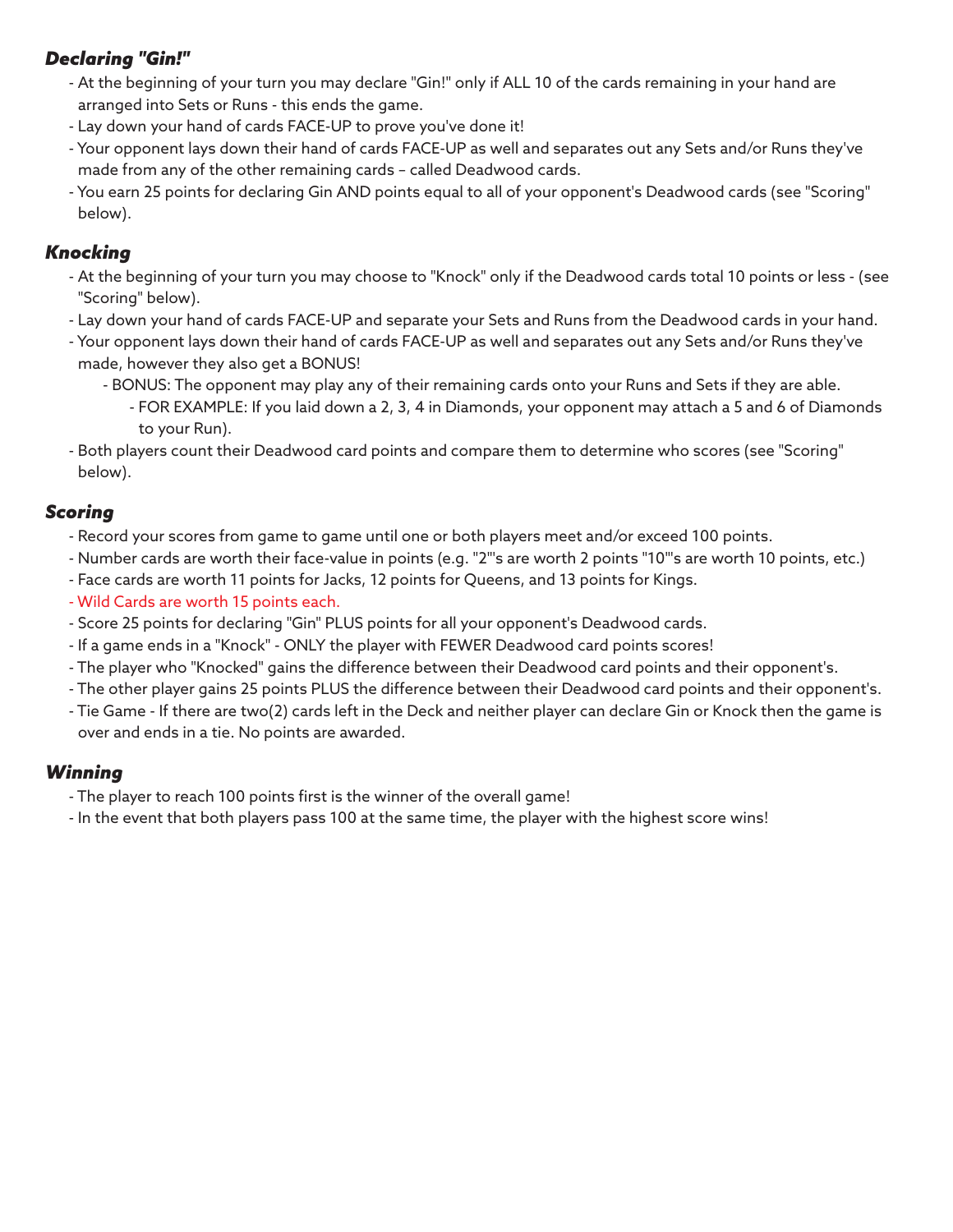### *Declaring "Gin!"*

- At the beginning of your turn you may declare "Gin!" only if ALL 10 of the cards remaining in your hand are arranged into Sets or Runs - this ends the game.
- Lay down your hand of cards FACE-UP to prove you've done it!
- Your opponent lays down their hand of cards FACE-UP as well and separates out any Sets and/or Runs they've made from any of the other remaining cards – called Deadwood cards.
- You earn 25 points for declaring Gin AND points equal to all of your opponent's Deadwood cards (see "Scoring" below).

### *Knocking*

- At the beginning of your turn you may choose to "Knock" only if the Deadwood cards total 10 points or less - (see "Scoring" below).
- Lay down your hand of cards FACE-UP and separate your Sets and Runs from the Deadwood cards in your hand.
- Your opponent lays down their hand of cards FACE-UP as well and separates out any Sets and/or Runs they've made, however they also get a BONUS!
    - BONUS: The opponent may play any of their remaining cards onto your Runs and Sets if they are able.
        - FOR EXAMPLE: If you laid down a 2, 3, 4 in Diamonds, your opponent may attach a 5 and 6 of Diamonds to your Run).
- Both players count their Deadwood card points and compare them to determine who scores (see "Scoring" below).

### *Scoring*

- Record your scores from game to game until one or both players meet and/or exceed 100 points.
- Number cards are worth their face-value in points (e.g. "2"'s are worth 2 points "10"'s are worth 10 points, etc.)
- Face cards are worth 11 points for Jacks, 12 points for Queens, and 13 points for Kings.
- Wild Cards are worth 15 points each.
- Score 25 points for declaring "Gin" PLUS points for all your opponent's Deadwood cards.
- If a game ends in a "Knock" - ONLY the player with FEWER Deadwood card points scores!
- The player who "Knocked" gains the difference between their Deadwood card points and their opponent's.
- The other player gains 25 points PLUS the difference between their Deadwood card points and their opponent's.
- Tie Game - If there are two(2) cards left in the Deck and neither player can declare Gin or Knock then the game is over and ends in a tie. No points are awarded.

### *Winning*

- The player to reach 100 points first is the winner of the overall game!
- In the event that both players pass 100 at the same time, the player with the highest score wins!